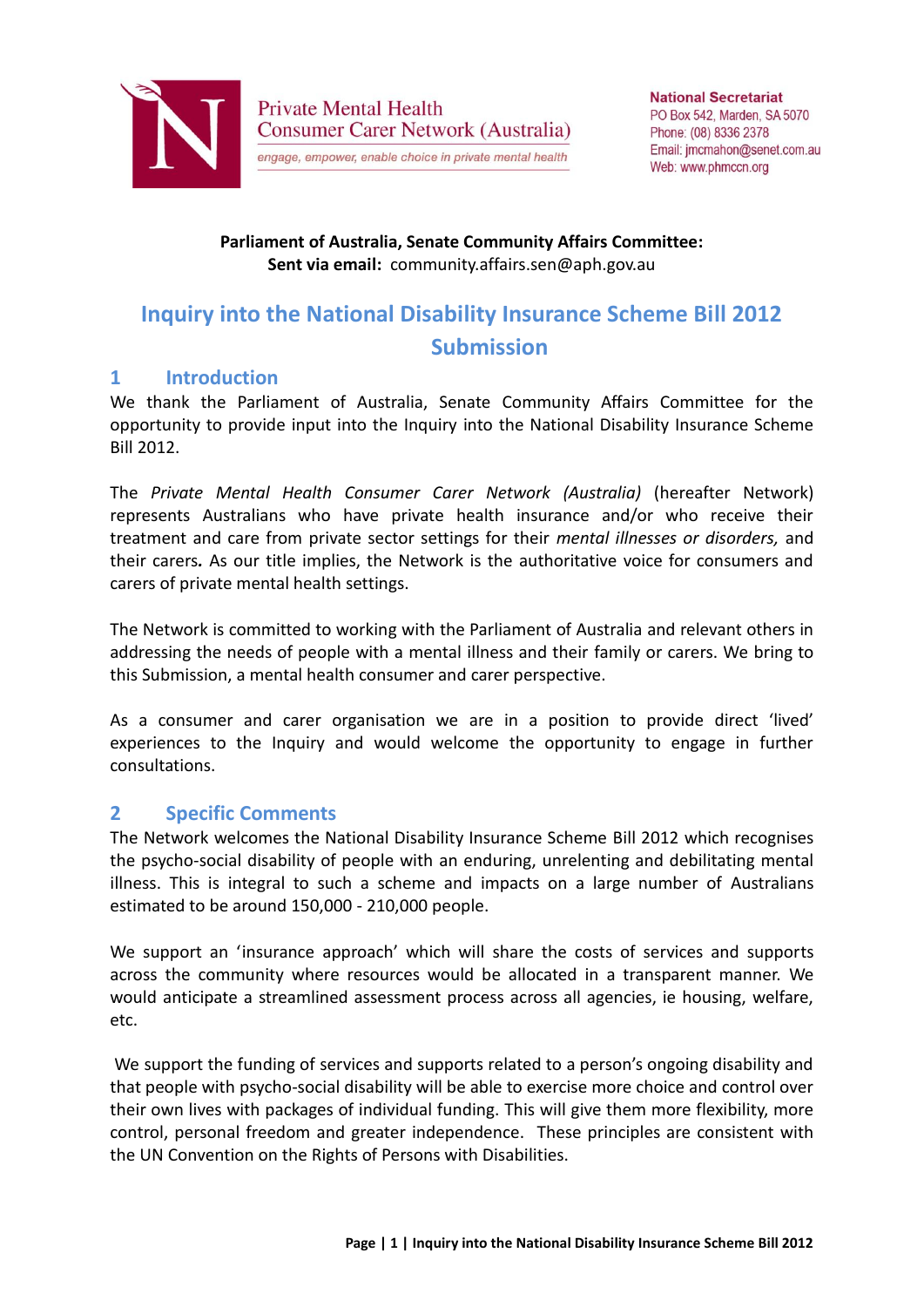Private Mental Health
Consumer Carer Network (Australia)

engage, empower, enable choice in private mental health

**National Secretariat**
PO Box 542, Marden, SA 5070
Phone: (08) 8336 2378
Email: jmcmahon@senet.com.au
Web: www.phmccn.org

**Parliament of Australia, Senate Community Affairs Committee:**
**Sent via email:** community.affairs.sen@aph.gov.au

# Inquiry into the National Disability Insurance Scheme Bill 2012 Submission

## 1 Introduction

We thank the Parliament of Australia, Senate Community Affairs Committee for the opportunity to provide input into the Inquiry into the National Disability Insurance Scheme Bill 2012.

The *Private Mental Health Consumer Carer Network (Australia)* (hereafter Network) represents Australians who have private health insurance and/or who receive their treatment and care from private sector settings for their *mental illnesses or disorders,* and their carers. As our title implies, the Network is the authoritative voice for consumers and carers of private mental health settings.

The Network is committed to working with the Parliament of Australia and relevant others in addressing the needs of people with a mental illness and their family or carers. We bring to this Submission, a mental health consumer and carer perspective.

As a consumer and carer organisation we are in a position to provide direct 'lived' experiences to the Inquiry and would welcome the opportunity to engage in further consultations.

## 2 Specific Comments

The Network welcomes the National Disability Insurance Scheme Bill 2012 which recognises the psycho-social disability of people with an enduring, unrelenting and debilitating mental illness. This is integral to such a scheme and impacts on a large number of Australians estimated to be around 150,000 - 210,000 people.

We support an 'insurance approach' which will share the costs of services and supports across the community where resources would be allocated in a transparent manner. We would anticipate a streamlined assessment process across all agencies, ie housing, welfare, etc.

We support the funding of services and supports related to a person's ongoing disability and that people with psycho-social disability will be able to exercise more choice and control over their own lives with packages of individual funding. This will give them more flexibility, more control, personal freedom and greater independence. These principles are consistent with the UN Convention on the Rights of Persons with Disabilities.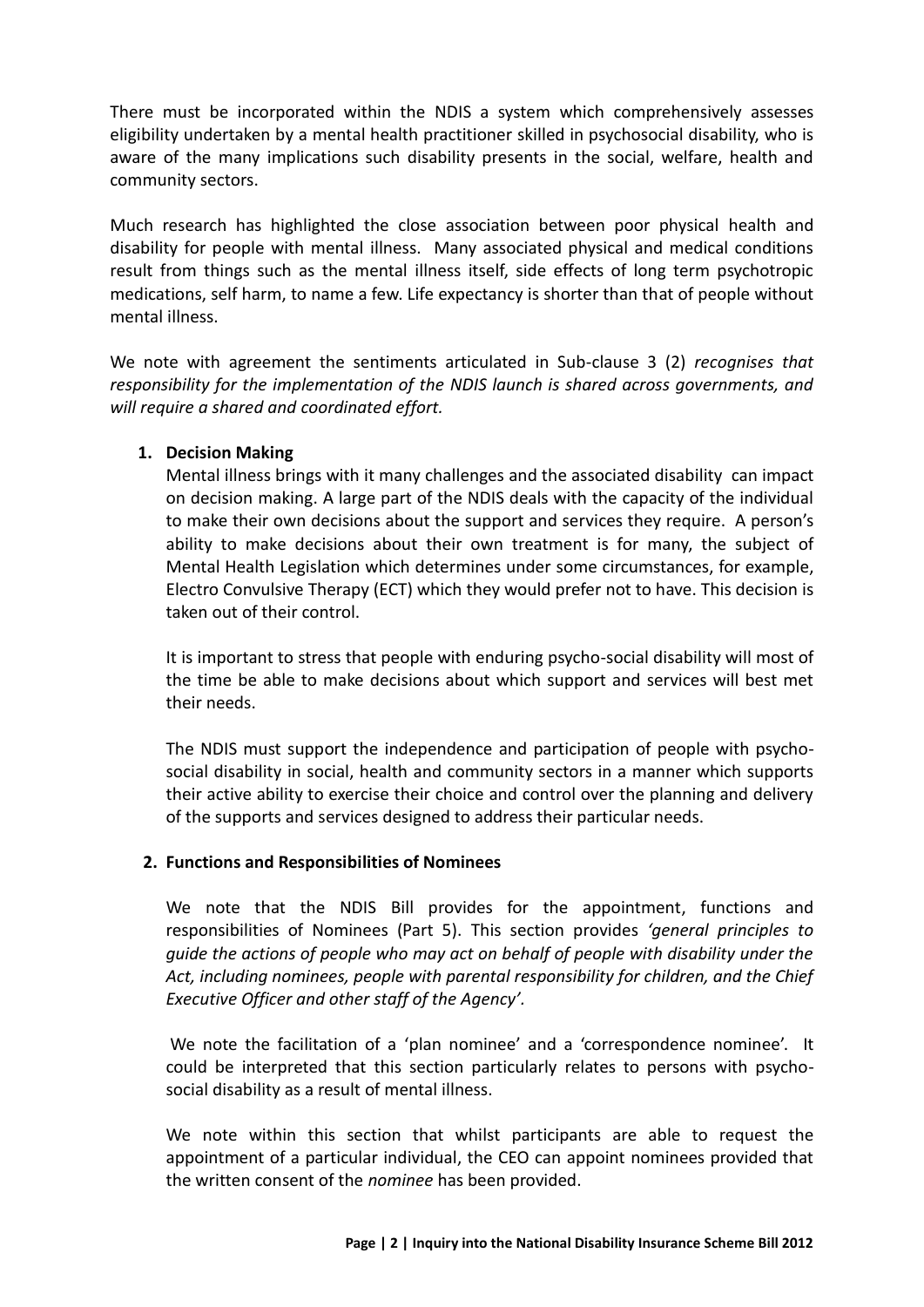There must be incorporated within the NDIS a system which comprehensively assesses eligibility undertaken by a mental health practitioner skilled in psychosocial disability, who is aware of the many implications such disability presents in the social, welfare, health and community sectors.

Much research has highlighted the close association between poor physical health and disability for people with mental illness. Many associated physical and medical conditions result from things such as the mental illness itself, side effects of long term psychotropic medications, self harm, to name a few. Life expectancy is shorter than that of people without mental illness.

We note with agreement the sentiments articulated in Sub-clause 3 (2) *recognises that responsibility for the implementation of the NDIS launch is shared across governments, and will require a shared and coordinated effort.*

1. **Decision Making**

   Mental illness brings with it many challenges and the associated disability can impact on decision making. A large part of the NDIS deals with the capacity of the individual to make their own decisions about the support and services they require. A person's ability to make decisions about their own treatment is for many, the subject of Mental Health Legislation which determines under some circumstances, for example, Electro Convulsive Therapy (ECT) which they would prefer not to have. This decision is taken out of their control.

   It is important to stress that people with enduring psycho-social disability will most of the time be able to make decisions about which support and services will best met their needs.

   The NDIS must support the independence and participation of people with psycho-social disability in social, health and community sectors in a manner which supports their active ability to exercise their choice and control over the planning and delivery of the supports and services designed to address their particular needs.

2. **Functions and Responsibilities of Nominees**

   We note that the NDIS Bill provides for the appointment, functions and responsibilities of Nominees (Part 5). This section provides *'general principles to guide the actions of people who may act on behalf of people with disability under the Act, including nominees, people with parental responsibility for children, and the Chief Executive Officer and other staff of the Agency'.*

   We note the facilitation of a 'plan nominee' and a 'correspondence nominee'. It could be interpreted that this section particularly relates to persons with psycho-social disability as a result of mental illness.

   We note within this section that whilst participants are able to request the appointment of a particular individual, the CEO can appoint nominees provided that the written consent of the *nominee* has been provided.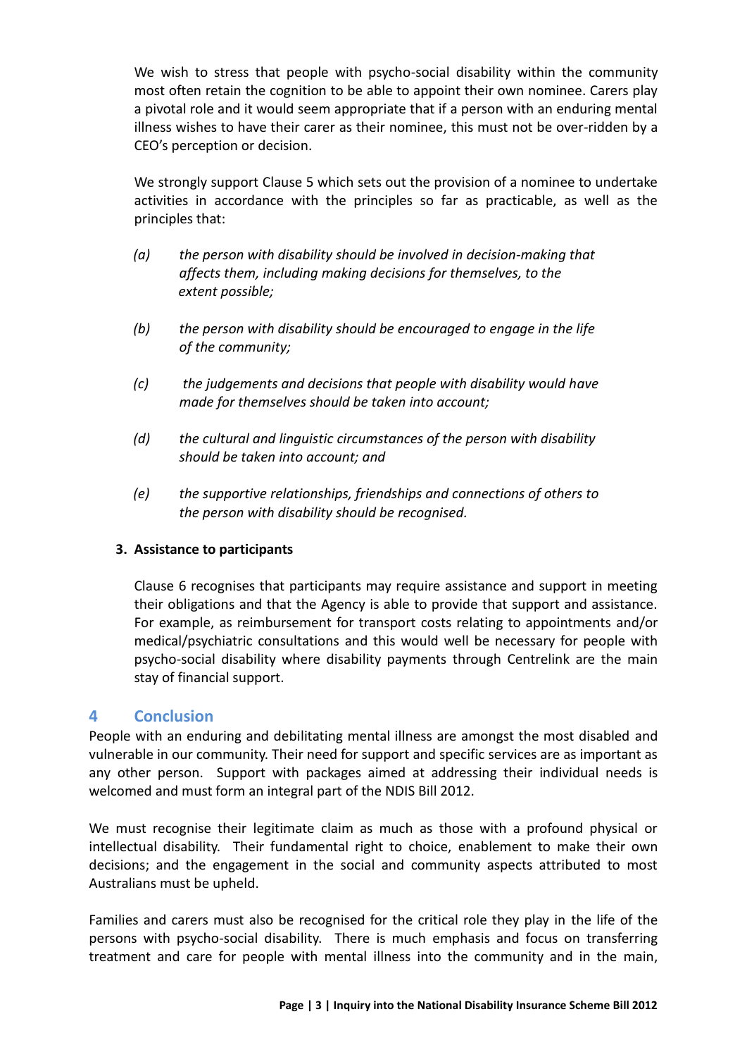We wish to stress that people with psycho-social disability within the community most often retain the cognition to be able to appoint their own nominee. Carers play a pivotal role and it would seem appropriate that if a person with an enduring mental illness wishes to have their carer as their nominee, this must not be over-ridden by a CEO's perception or decision.

We strongly support Clause 5 which sets out the provision of a nominee to undertake activities in accordance with the principles so far as practicable, as well as the principles that:

*(a) the person with disability should be involved in decision-making that affects them, including making decisions for themselves, to the extent possible;*

*(b) the person with disability should be encouraged to engage in the life of the community;*

*(c) the judgements and decisions that people with disability would have made for themselves should be taken into account;*

*(d) the cultural and linguistic circumstances of the person with disability should be taken into account; and*

*(e) the supportive relationships, friendships and connections of others to the person with disability should be recognised.*

**3. Assistance to participants**

Clause 6 recognises that participants may require assistance and support in meeting their obligations and that the Agency is able to provide that support and assistance. For example, as reimbursement for transport costs relating to appointments and/or medical/psychiatric consultations and this would well be necessary for people with psycho-social disability where disability payments through Centrelink are the main stay of financial support.

## 4 Conclusion

People with an enduring and debilitating mental illness are amongst the most disabled and vulnerable in our community. Their need for support and specific services are as important as any other person. Support with packages aimed at addressing their individual needs is welcomed and must form an integral part of the NDIS Bill 2012.

We must recognise their legitimate claim as much as those with a profound physical or intellectual disability. Their fundamental right to choice, enablement to make their own decisions; and the engagement in the social and community aspects attributed to most Australians must be upheld.

Families and carers must also be recognised for the critical role they play in the life of the persons with psycho-social disability. There is much emphasis and focus on transferring treatment and care for people with mental illness into the community and in the main,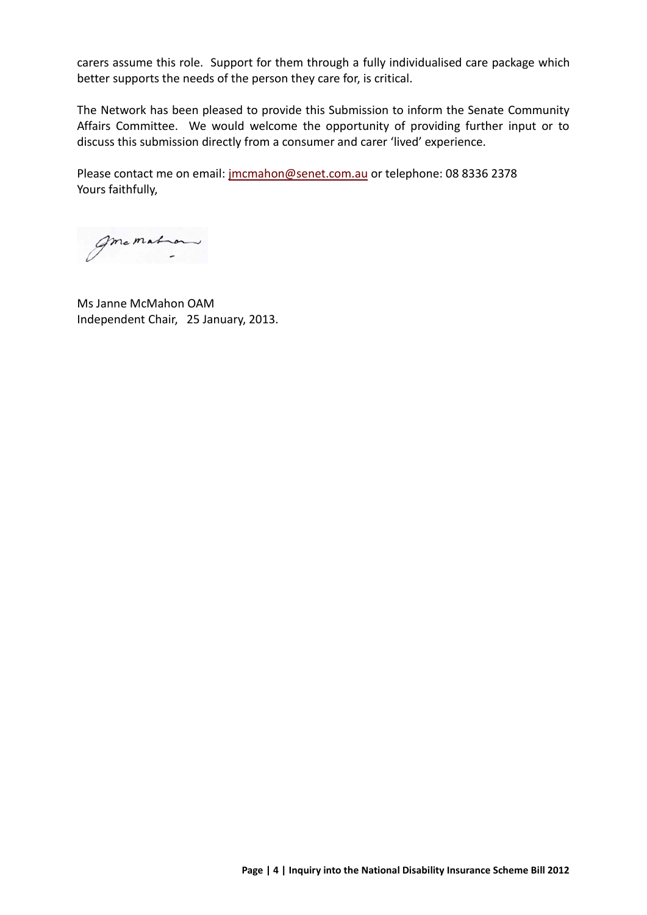carers assume this role. Support for them through a fully individualised care package which better supports the needs of the person they care for, is critical.

The Network has been pleased to provide this Submission to inform the Senate Community Affairs Committee. We would welcome the opportunity of providing further input or to discuss this submission directly from a consumer and carer 'lived' experience.

Please contact me on email: jmcmahon@senet.com.au or telephone: 08 8336 2378
Yours faithfully,

Ms Janne McMahon OAM
Independent Chair, 25 January, 2013.